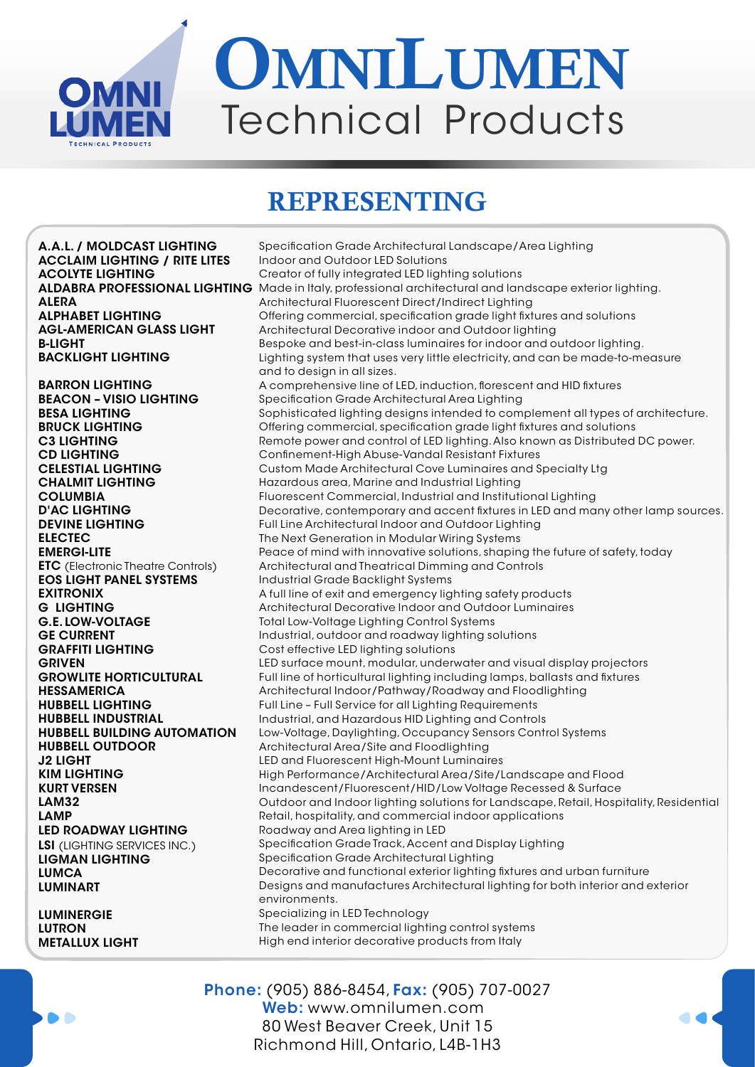# OMNILUMEN Technical Products

## REPRESENTING

| | |
|---|---|
| **A.A.L. / MOLDCAST LIGHTING** | Specification Grade Architectural Landscape/Area Lighting |
| **ACCLAIM LIGHTING / RITE LITES** | Indoor and Outdoor LED Solutions |
| **ACOLYTE LIGHTING** | Creator of fully integrated LED lighting solutions |
| **ALDABRA PROFESSIONAL LIGHTING** | Made in Italy, professional architectural and landscape exterior lighting. |
| **ALERA** | Architectural Fluorescent Direct/Indirect Lighting |
| **ALPHABET LIGHTING** | Offering commercial, specification grade light fixtures and solutions |
| **AGL-AMERICAN GLASS LIGHT** | Architectural Decorative indoor and Outdoor lighting |
| **B-LIGHT** | Bespoke and best-in-class luminaires for indoor and outdoor lighting. |
| **BACKLIGHT LIGHTING** | Lighting system that uses very little electricity, and can be made-to-measure and to design in all sizes. |
| **BARRON LIGHTING** | A comprehensive line of LED, induction, florescent and HID fixtures |
| **BEACON – VISIO LIGHTING** | Specification Grade Architectural Area Lighting |
| **BESA LIGHTING** | Sophisticated lighting designs intended to complement all types of architecture. |
| **BRUCK LIGHTING** | Offering commercial, specification grade light fixtures and solutions |
| **C3 LIGHTING** | Remote power and control of LED lighting. Also known as Distributed DC power. |
| **CD LIGHTING** | Confinement-High Abuse-Vandal Resistant Fixtures |
| **CELESTIAL LIGHTING** | Custom Made Architectural Cove Luminaires and Specialty Ltg |
| **CHALMIT LIGHTING** | Hazardous area, Marine and Industrial Lighting |
| **COLUMBIA** | Fluorescent Commercial, Industrial and Institutional Lighting |
| **D'AC LIGHTING** | Decorative, contemporary and accent fixtures in LED and many other lamp sources. |
| **DEVINE LIGHTING** | Full Line Architectural Indoor and Outdoor Lighting |
| **ELECTEC** | The Next Generation in Modular Wiring Systems |
| **EMERGI-LITE** | Peace of mind with innovative solutions, shaping the future of safety, today |
| **ETC** (Electronic Theatre Controls) | Architectural and Theatrical Dimming and Controls |
| **EOS LIGHT PANEL SYSTEMS** | Industrial Grade Backlight Systems |
| **EXITRONIX** | A full line of exit and emergency lighting safety products |
| **G LIGHTING** | Architectural Decorative Indoor and Outdoor Luminaires |
| **G.E. LOW-VOLTAGE** | Total Low-Voltage Lighting Control Systems |
| **GE CURRENT** | Industrial, outdoor and roadway lighting solutions |
| **GRAFFITI LIGHTING** | Cost effective LED lighting solutions |
| **GRIVEN** | LED surface mount, modular, underwater and visual display projectors |
| **GROWLITE HORTICULTURAL** | Full line of horticultural lighting including lamps, ballasts and fixtures |
| **HESSAMERICA** | Architectural Indoor/Pathway/Roadway and Floodlighting |
| **HUBBELL LIGHTING** | Full Line – Full Service for all Lighting Requirements |
| **HUBBELL INDUSTRIAL** | Industrial, and Hazardous HID Lighting and Controls |
| **HUBBELL BUILDING AUTOMATION** | Low-Voltage, Daylighting, Occupancy Sensors Control Systems |
| **HUBBELL OUTDOOR** | Architectural Area/Site and Floodlighting |
| **J2 LIGHT** | LED and Fluorescent High-Mount Luminaires |
| **KIM LIGHTING** | High Performance/Architectural Area/Site/Landscape and Flood |
| **KURT VERSEN** | Incandescent/Fluorescent/HID/Low Voltage Recessed & Surface |
| **LAM32** | Outdoor and Indoor lighting solutions for Landscape, Retail, Hospitality, Residential |
| **LAMP** | Retail, hospitality, and commercial indoor applications |
| **LED ROADWAY LIGHTING** | Roadway and Area lighting in LED |
| **LSI** (LIGHTING SERVICES INC.) | Specification Grade Track, Accent and Display Lighting |
| **LIGMAN LIGHTING** | Specification Grade Architectural Lighting |
| **LUMCA** | Decorative and functional exterior lighting fixtures and urban furniture |
| **LUMINART** | Designs and manufactures Architectural lighting for both interior and exterior environments. |
| **LUMINERGIE** | Specializing in LED Technology |
| **LUTRON** | The leader in commercial lighting control systems |
| **METALLUX LIGHT** | High end interior decorative products from Italy |

**Phone:** (905) 886-8454, **Fax:** (905) 707-0027
**Web:** www.omnilumen.com
80 West Beaver Creek, Unit 15
Richmond Hill, Ontario, L4B-1H3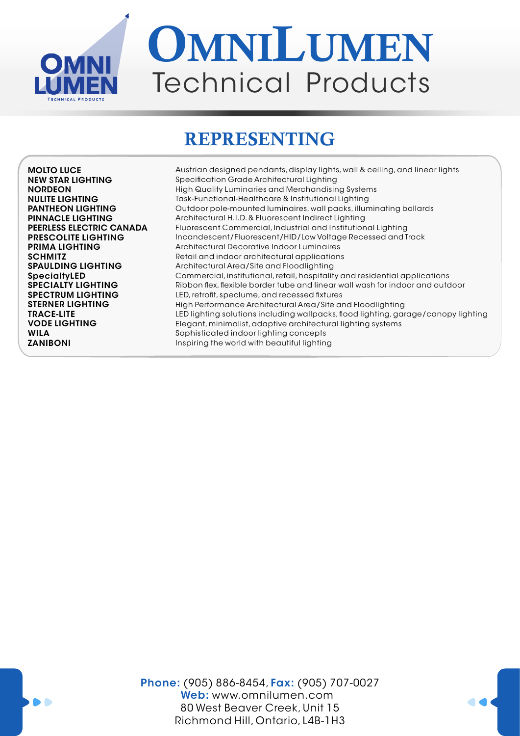# OMNILUMEN Technical Products

## REPRESENTING

| | |
|---|---|
| **MOLTO LUCE** | Austrian designed pendants, display lights, wall & ceiling, and linear lights |
| **NEW STAR LIGHTING** | Specification Grade Architectural Lighting |
| **NORDEON** | High Quality Luminaries and Merchandising Systems |
| **NULITE LIGHTING** | Task-Functional-Healthcare & Institutional Lighting |
| **PANTHEON LIGHTING** | Outdoor pole-mounted luminaires, wall packs, illuminating bollards |
| **PINNACLE LIGHTING** | Architectural H.I.D. & Fluorescent Indirect Lighting |
| **PEERLESS ELECTRIC CANADA** | Fluorescent Commercial, Industrial and Institutional Lighting |
| **PRESCOLITE LIGHTING** | Incandescent/Fluorescent/HID/Low Voltage Recessed and Track |
| **PRIMA LIGHTING** | Architectural Decorative Indoor Luminaires |
| **SCHMITZ** | Retail and indoor architectural applications |
| **SPAULDING LIGHTING** | Architectural Area/Site and Floodlighting |
| **SpecialtyLED** | Commercial, institutional, retail, hospitality and residential applications |
| **SPECIALTY LIGHTING** | Ribbon flex, flexible border tube and linear wall wash for indoor and outdoor |
| **SPECTRUM LIGHTING** | LED, retrofit, speclume, and recessed fixtures |
| **STERNER LIGHTING** | High Performance Architectural Area/Site and Floodlighting |
| **TRACE-LITE** | LED lighting solutions including wallpacks, flood lighting, garage/canopy lighting |
| **VODE LIGHTING** | Elegant, minimalist, adaptive architectural lighting systems |
| **WILA** | Sophisticated indoor lighting concepts |
| **ZANIBONI** | Inspiring the world with beautiful lighting |

**Phone:** (905) 886-8454, **Fax:** (905) 707-0027
**Web:** www.omnilumen.com
80 West Beaver Creek, Unit 15
Richmond Hill, Ontario, L4B-1H3